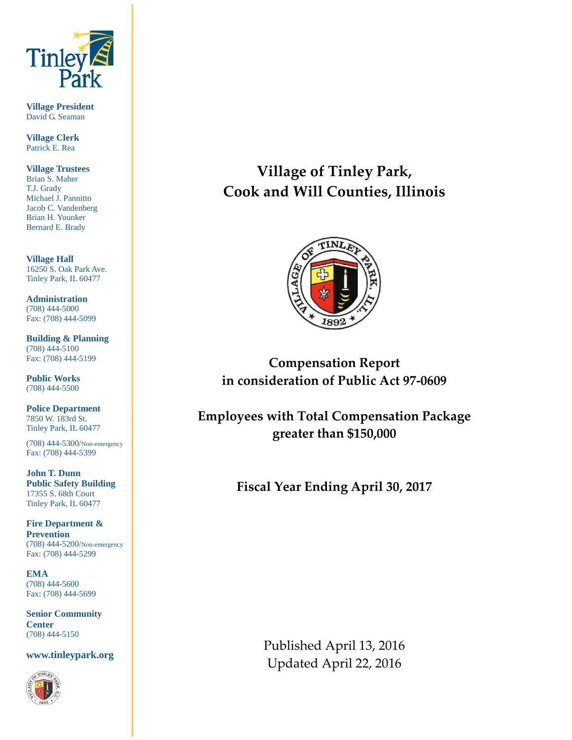Tinley Park

**Village President**
David G. Seaman

**Village Clerk**
Patrick E. Rea

**Village Trustees**
Brian S. Maher
T.J. Grady
Michael J. Pannitto
Jacob C. Vandenberg
Brian H. Younker
Bernard E. Brady

**Village Hall**
16250 S. Oak Park Ave.
Tinley Park, IL 60477

**Administration**
(708) 444-5000
Fax: (708) 444-5099

**Building & Planning**
(708) 444-5100
Fax: (708) 444-5199

**Public Works**
(708) 444-5500

**Police Department**
7850 W. 183rd St.
Tinley Park, IL 60477

(708) 444-5300/Non-emergency
Fax: (708) 444-5399

**John T. Dunn Public Safety Building**
17355 S. 68th Court
Tinley Park, IL 60477

**Fire Department & Prevention**
(708) 444-5200/Non-emergency
Fax: (708) 444-5299

**EMA**
(708) 444-5600
Fax: (708) 444-5699

**Senior Community Center**
(708) 444-5150

**www.tinleypark.org**

# Village of Tinley Park, Cook and Will Counties, Illinois

## Compensation Report in consideration of Public Act 97-0609

## Employees with Total Compensation Package greater than $150,000

## Fiscal Year Ending April 30, 2017

Published April 13, 2016
Updated April 22, 2016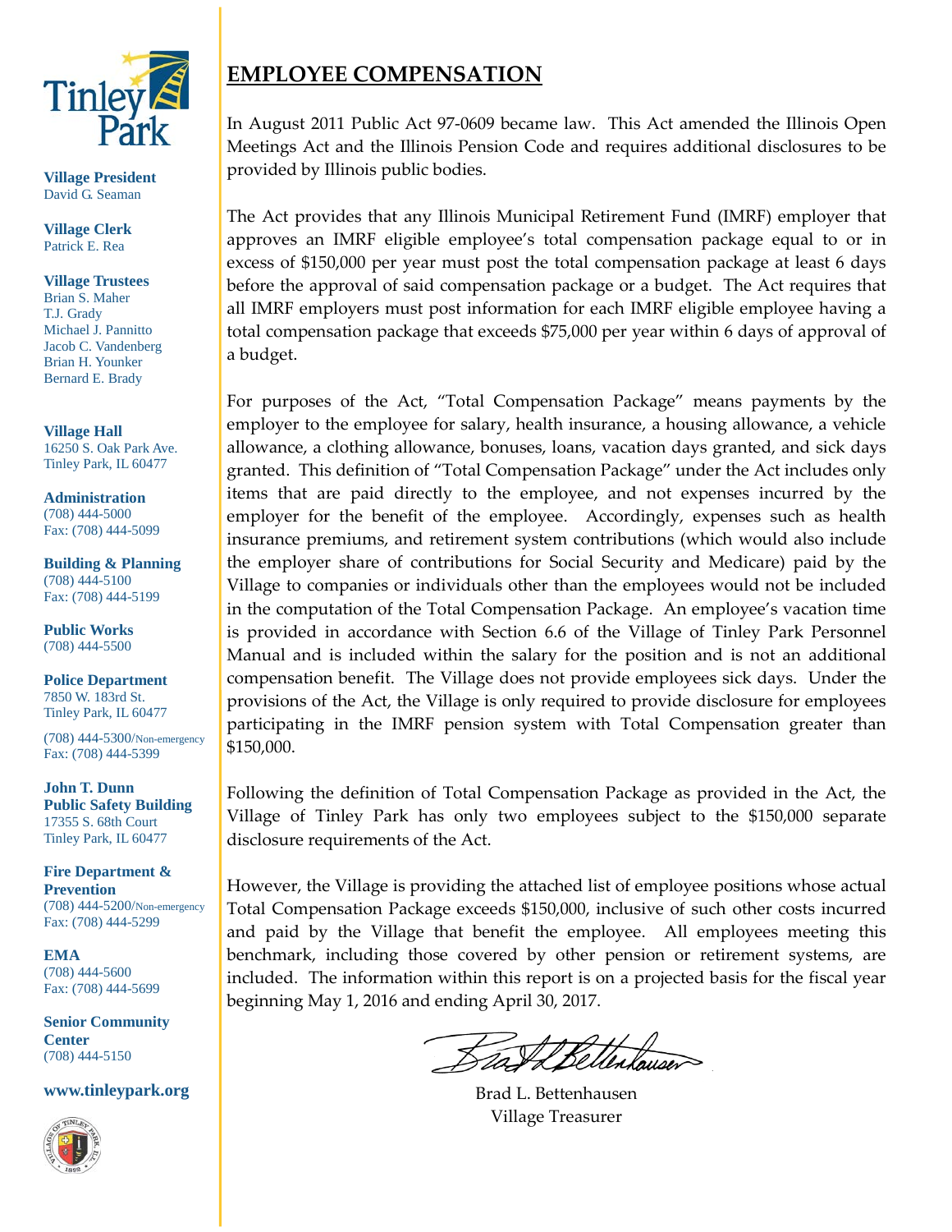**Village President**
David G. Seaman

**Village Clerk**
Patrick E. Rea

**Village Trustees**
Brian S. Maher
T.J. Grady
Michael J. Pannitto
Jacob C. Vandenberg
Brian H. Younker
Bernard E. Brady

**Village Hall**
16250 S. Oak Park Ave.
Tinley Park, IL 60477

**Administration**
(708) 444-5000
Fax: (708) 444-5099

**Building & Planning**
(708) 444-5100
Fax: (708) 444-5199

**Public Works**
(708) 444-5500

**Police Department**
7850 W. 183rd St.
Tinley Park, IL 60477

(708) 444-5300/Non-emergency
Fax: (708) 444-5399

**John T. Dunn Public Safety Building**
17355 S. 68th Court
Tinley Park, IL 60477

**Fire Department & Prevention**
(708) 444-5200/Non-emergency
Fax: (708) 444-5299

**EMA**
(708) 444-5600
Fax: (708) 444-5699

**Senior Community Center**
(708) 444-5150

**www.tinleypark.org**

# EMPLOYEE COMPENSATION

In August 2011 Public Act 97-0609 became law. This Act amended the Illinois Open Meetings Act and the Illinois Pension Code and requires additional disclosures to be provided by Illinois public bodies.

The Act provides that any Illinois Municipal Retirement Fund (IMRF) employer that approves an IMRF eligible employee's total compensation package equal to or in excess of $150,000 per year must post the total compensation package at least 6 days before the approval of said compensation package or a budget. The Act requires that all IMRF employers must post information for each IMRF eligible employee having a total compensation package that exceeds $75,000 per year within 6 days of approval of a budget.

For purposes of the Act, "Total Compensation Package" means payments by the employer to the employee for salary, health insurance, a housing allowance, a vehicle allowance, a clothing allowance, bonuses, loans, vacation days granted, and sick days granted. This definition of "Total Compensation Package" under the Act includes only items that are paid directly to the employee, and not expenses incurred by the employer for the benefit of the employee. Accordingly, expenses such as health insurance premiums, and retirement system contributions (which would also include the employer share of contributions for Social Security and Medicare) paid by the Village to companies or individuals other than the employees would not be included in the computation of the Total Compensation Package. An employee's vacation time is provided in accordance with Section 6.6 of the Village of Tinley Park Personnel Manual and is included within the salary for the position and is not an additional compensation benefit. The Village does not provide employees sick days. Under the provisions of the Act, the Village is only required to provide disclosure for employees participating in the IMRF pension system with Total Compensation greater than $150,000.

Following the definition of Total Compensation Package as provided in the Act, the Village of Tinley Park has only two employees subject to the $150,000 separate disclosure requirements of the Act.

However, the Village is providing the attached list of employee positions whose actual Total Compensation Package exceeds $150,000, inclusive of such other costs incurred and paid by the Village that benefit the employee. All employees meeting this benchmark, including those covered by other pension or retirement systems, are included. The information within this report is on a projected basis for the fiscal year beginning May 1, 2016 and ending April 30, 2017.

Brad L. Bettenhausen
Village Treasurer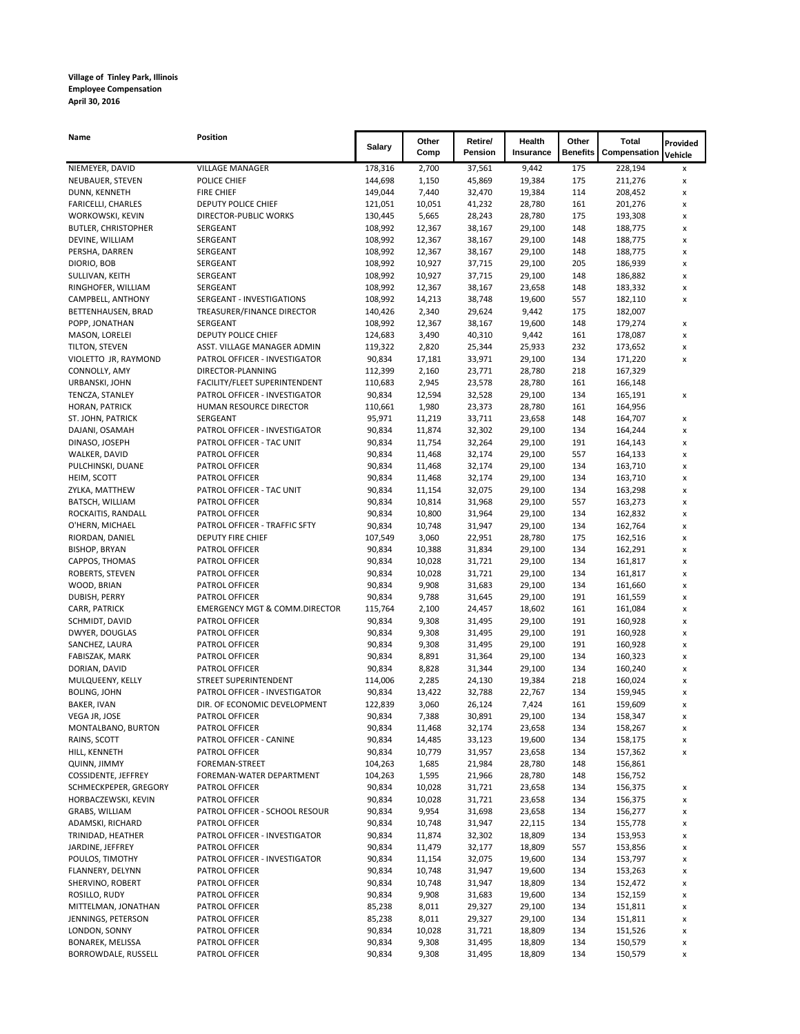**Village of Tinley Park, Illinois**
**Employee Compensation**
**April 30, 2016**

| Name | Position | Salary | Other Comp | Retire/ Pension | Health Insurance | Other Benefits | Total Compensation | Provided Vehicle |
|---|---|---|---|---|---|---|---|---|
| NIEMEYER, DAVID | VILLAGE MANAGER | 178,316 | 2,700 | 37,561 | 9,442 | 175 | 228,194 | x |
| NEUBAUER, STEVEN | POLICE CHIEF | 144,698 | 1,150 | 45,869 | 19,384 | 175 | 211,276 | x |
| DUNN, KENNETH | FIRE CHIEF | 149,044 | 7,440 | 32,470 | 19,384 | 114 | 208,452 | x |
| FARICELLI, CHARLES | DEPUTY POLICE CHIEF | 121,051 | 10,051 | 41,232 | 28,780 | 161 | 201,276 | x |
| WORKOWSKI, KEVIN | DIRECTOR-PUBLIC WORKS | 130,445 | 5,665 | 28,243 | 28,780 | 175 | 193,308 | x |
| BUTLER, CHRISTOPHER | SERGEANT | 108,992 | 12,367 | 38,167 | 29,100 | 148 | 188,775 | x |
| DEVINE, WILLIAM | SERGEANT | 108,992 | 12,367 | 38,167 | 29,100 | 148 | 188,775 | x |
| PERSHA, DARREN | SERGEANT | 108,992 | 12,367 | 38,167 | 29,100 | 148 | 188,775 | x |
| DIORIO, BOB | SERGEANT | 108,992 | 10,927 | 37,715 | 29,100 | 205 | 186,939 | x |
| SULLIVAN, KEITH | SERGEANT | 108,992 | 10,927 | 37,715 | 29,100 | 148 | 186,882 | x |
| RINGHOFER, WILLIAM | SERGEANT | 108,992 | 12,367 | 38,167 | 23,658 | 148 | 183,332 | x |
| CAMPBELL, ANTHONY | SERGEANT - INVESTIGATIONS | 108,992 | 14,213 | 38,748 | 19,600 | 557 | 182,110 | x |
| BETTENHAUSEN, BRAD | TREASURER/FINANCE DIRECTOR | 140,426 | 2,340 | 29,624 | 9,442 | 175 | 182,007 | |
| POPP, JONATHAN | SERGEANT | 108,992 | 12,367 | 38,167 | 19,600 | 148 | 179,274 | x |
| MASON, LORELEI | DEPUTY POLICE CHIEF | 124,683 | 3,490 | 40,310 | 9,442 | 161 | 178,087 | x |
| TILTON, STEVEN | ASST. VILLAGE MANAGER ADMIN | 119,322 | 2,820 | 25,344 | 25,933 | 232 | 173,652 | x |
| VIOLETTO JR, RAYMOND | PATROL OFFICER - INVESTIGATOR | 90,834 | 17,181 | 33,971 | 29,100 | 134 | 171,220 | x |
| CONNOLLY, AMY | DIRECTOR-PLANNING | 112,399 | 2,160 | 23,771 | 28,780 | 218 | 167,329 | |
| URBANSKI, JOHN | FACILITY/FLEET SUPERINTENDENT | 110,683 | 2,945 | 23,578 | 28,780 | 161 | 166,148 | |
| TENCZA, STANLEY | PATROL OFFICER - INVESTIGATOR | 90,834 | 12,594 | 32,528 | 29,100 | 134 | 165,191 | x |
| HORAN, PATRICK | HUMAN RESOURCE DIRECTOR | 110,661 | 1,980 | 23,373 | 28,780 | 161 | 164,956 | |
| ST. JOHN, PATRICK | SERGEANT | 95,971 | 11,219 | 33,711 | 23,658 | 148 | 164,707 | x |
| DAJANI, OSAMAH | PATROL OFFICER - INVESTIGATOR | 90,834 | 11,874 | 32,302 | 29,100 | 134 | 164,244 | x |
| DINASO, JOSEPH | PATROL OFFICER - TAC UNIT | 90,834 | 11,754 | 32,264 | 29,100 | 191 | 164,143 | x |
| WALKER, DAVID | PATROL OFFICER | 90,834 | 11,468 | 32,174 | 29,100 | 557 | 164,133 | x |
| PULCHINSKI, DUANE | PATROL OFFICER | 90,834 | 11,468 | 32,174 | 29,100 | 134 | 163,710 | x |
| HEIM, SCOTT | PATROL OFFICER | 90,834 | 11,468 | 32,174 | 29,100 | 134 | 163,710 | x |
| ZYLKA, MATTHEW | PATROL OFFICER - TAC UNIT | 90,834 | 11,154 | 32,075 | 29,100 | 134 | 163,298 | x |
| BATSCH, WILLIAM | PATROL OFFICER | 90,834 | 10,814 | 31,968 | 29,100 | 557 | 163,273 | x |
| ROCKAITIS, RANDALL | PATROL OFFICER | 90,834 | 10,800 | 31,964 | 29,100 | 134 | 162,832 | x |
| O'HERN, MICHAEL | PATROL OFFICER - TRAFFIC SFTY | 90,834 | 10,748 | 31,947 | 29,100 | 134 | 162,764 | x |
| RIORDAN, DANIEL | DEPUTY FIRE CHIEF | 107,549 | 3,060 | 22,951 | 28,780 | 175 | 162,516 | x |
| BISHOP, BRYAN | PATROL OFFICER | 90,834 | 10,388 | 31,834 | 29,100 | 134 | 162,291 | x |
| CAPPOS, THOMAS | PATROL OFFICER | 90,834 | 10,028 | 31,721 | 29,100 | 134 | 161,817 | x |
| ROBERTS, STEVEN | PATROL OFFICER | 90,834 | 10,028 | 31,721 | 29,100 | 134 | 161,817 | x |
| WOOD, BRIAN | PATROL OFFICER | 90,834 | 9,908 | 31,683 | 29,100 | 134 | 161,660 | x |
| DUBISH, PERRY | PATROL OFFICER | 90,834 | 9,788 | 31,645 | 29,100 | 191 | 161,559 | x |
| CARR, PATRICK | EMERGENCY MGT & COMM.DIRECTOR | 115,764 | 2,100 | 24,457 | 18,602 | 161 | 161,084 | x |
| SCHMIDT, DAVID | PATROL OFFICER | 90,834 | 9,308 | 31,495 | 29,100 | 191 | 160,928 | x |
| DWYER, DOUGLAS | PATROL OFFICER | 90,834 | 9,308 | 31,495 | 29,100 | 191 | 160,928 | x |
| SANCHEZ, LAURA | PATROL OFFICER | 90,834 | 9,308 | 31,495 | 29,100 | 191 | 160,928 | x |
| FABISZAK, MARK | PATROL OFFICER | 90,834 | 8,891 | 31,364 | 29,100 | 134 | 160,323 | x |
| DORIAN, DAVID | PATROL OFFICER | 90,834 | 8,828 | 31,344 | 29,100 | 134 | 160,240 | x |
| MULQUEENY, KELLY | STREET SUPERINTENDENT | 114,006 | 2,285 | 24,130 | 19,384 | 218 | 160,024 | x |
| BOLING, JOHN | PATROL OFFICER - INVESTIGATOR | 90,834 | 13,422 | 32,788 | 22,767 | 134 | 159,945 | x |
| BAKER, IVAN | DIR. OF ECONOMIC DEVELOPMENT | 122,839 | 3,060 | 26,124 | 7,424 | 161 | 159,609 | x |
| VEGA JR, JOSE | PATROL OFFICER | 90,834 | 7,388 | 30,891 | 29,100 | 134 | 158,347 | x |
| MONTALBANO, BURTON | PATROL OFFICER | 90,834 | 11,468 | 32,174 | 23,658 | 134 | 158,267 | x |
| RAINS, SCOTT | PATROL OFFICER - CANINE | 90,834 | 14,485 | 33,123 | 19,600 | 134 | 158,175 | x |
| HILL, KENNETH | PATROL OFFICER | 90,834 | 10,779 | 31,957 | 23,658 | 134 | 157,362 | x |
| QUINN, JIMMY | FOREMAN-STREET | 104,263 | 1,685 | 21,984 | 28,780 | 148 | 156,861 | |
| COSSIDENTE, JEFFREY | FOREMAN-WATER DEPARTMENT | 104,263 | 1,595 | 21,966 | 28,780 | 148 | 156,752 | |
| SCHMECKPEPER, GREGORY | PATROL OFFICER | 90,834 | 10,028 | 31,721 | 23,658 | 134 | 156,375 | x |
| HORBACZEWSKI, KEVIN | PATROL OFFICER | 90,834 | 10,028 | 31,721 | 23,658 | 134 | 156,375 | x |
| GRABS, WILLIAM | PATROL OFFICER - SCHOOL RESOUR | 90,834 | 9,954 | 31,698 | 23,658 | 134 | 156,277 | x |
| ADAMSKI, RICHARD | PATROL OFFICER | 90,834 | 10,748 | 31,947 | 22,115 | 134 | 155,778 | x |
| TRINIDAD, HEATHER | PATROL OFFICER - INVESTIGATOR | 90,834 | 11,874 | 32,302 | 18,809 | 134 | 153,953 | x |
| JARDINE, JEFFREY | PATROL OFFICER | 90,834 | 11,479 | 32,177 | 18,809 | 557 | 153,856 | x |
| POULOS, TIMOTHY | PATROL OFFICER - INVESTIGATOR | 90,834 | 11,154 | 32,075 | 19,600 | 134 | 153,797 | x |
| FLANNERY, DELYNN | PATROL OFFICER | 90,834 | 10,748 | 31,947 | 19,600 | 134 | 153,263 | x |
| SHERVINO, ROBERT | PATROL OFFICER | 90,834 | 10,748 | 31,947 | 18,809 | 134 | 152,472 | x |
| ROSILLO, RUDY | PATROL OFFICER | 90,834 | 9,908 | 31,683 | 19,600 | 134 | 152,159 | x |
| MITTELMAN, JONATHAN | PATROL OFFICER | 85,238 | 8,011 | 29,327 | 29,100 | 134 | 151,811 | x |
| JENNINGS, PETERSON | PATROL OFFICER | 85,238 | 8,011 | 29,327 | 29,100 | 134 | 151,811 | x |
| LONDON, SONNY | PATROL OFFICER | 90,834 | 10,028 | 31,721 | 18,809 | 134 | 151,526 | x |
| BONAREK, MELISSA | PATROL OFFICER | 90,834 | 9,308 | 31,495 | 18,809 | 134 | 150,579 | x |
| BORROWDALE, RUSSELL | PATROL OFFICER | 90,834 | 9,308 | 31,495 | 18,809 | 134 | 150,579 | x |